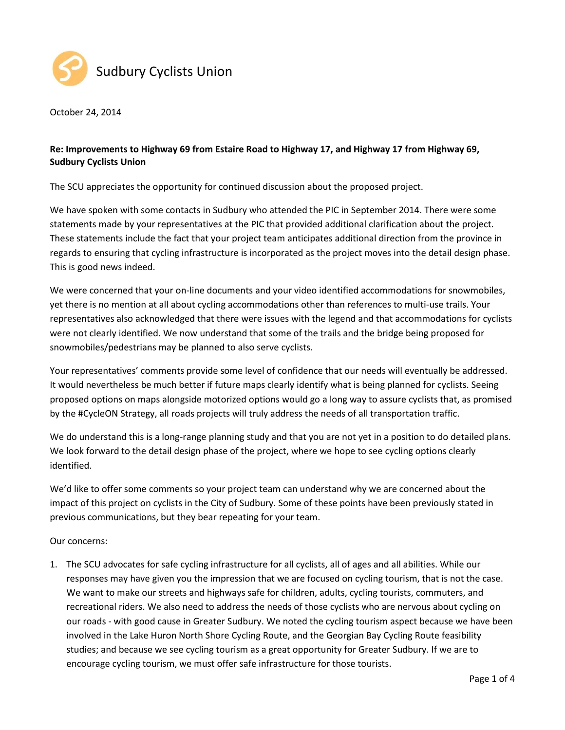Sudbury Cyclists Union

October 24, 2014

**Re: Improvements to Highway 69 from Estaire Road to Highway 17, and Highway 17 from Highway 69, Sudbury Cyclists Union**

The SCU appreciates the opportunity for continued discussion about the proposed project.

We have spoken with some contacts in Sudbury who attended the PIC in September 2014. There were some statements made by your representatives at the PIC that provided additional clarification about the project. These statements include the fact that your project team anticipates additional direction from the province in regards to ensuring that cycling infrastructure is incorporated as the project moves into the detail design phase. This is good news indeed.

We were concerned that your on-line documents and your video identified accommodations for snowmobiles, yet there is no mention at all about cycling accommodations other than references to multi-use trails. Your representatives also acknowledged that there were issues with the legend and that accommodations for cyclists were not clearly identified. We now understand that some of the trails and the bridge being proposed for snowmobiles/pedestrians may be planned to also serve cyclists.

Your representatives' comments provide some level of confidence that our needs will eventually be addressed. It would nevertheless be much better if future maps clearly identify what is being planned for cyclists. Seeing proposed options on maps alongside motorized options would go a long way to assure cyclists that, as promised by the #CycleON Strategy, all roads projects will truly address the needs of all transportation traffic.

We do understand this is a long-range planning study and that you are not yet in a position to do detailed plans. We look forward to the detail design phase of the project, where we hope to see cycling options clearly identified.

We'd like to offer some comments so your project team can understand why we are concerned about the impact of this project on cyclists in the City of Sudbury. Some of these points have been previously stated in previous communications, but they bear repeating for your team.

Our concerns:

1. The SCU advocates for safe cycling infrastructure for all cyclists, all of ages and all abilities. While our responses may have given you the impression that we are focused on cycling tourism, that is not the case. We want to make our streets and highways safe for children, adults, cycling tourists, commuters, and recreational riders. We also need to address the needs of those cyclists who are nervous about cycling on our roads - with good cause in Greater Sudbury. We noted the cycling tourism aspect because we have been involved in the Lake Huron North Shore Cycling Route, and the Georgian Bay Cycling Route feasibility studies; and because we see cycling tourism as a great opportunity for Greater Sudbury. If we are to encourage cycling tourism, we must offer safe infrastructure for those tourists.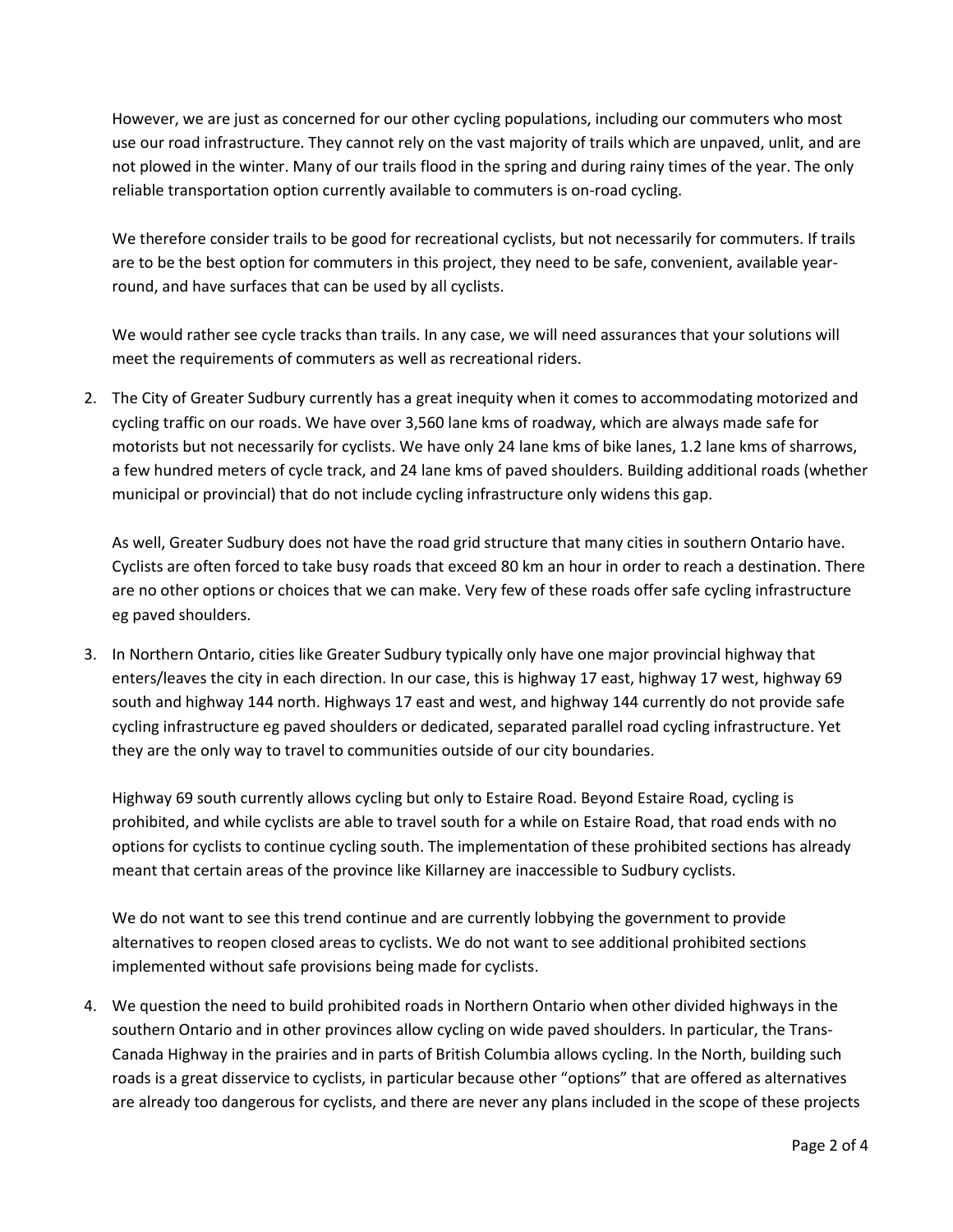However, we are just as concerned for our other cycling populations, including our commuters who most use our road infrastructure. They cannot rely on the vast majority of trails which are unpaved, unlit, and are not plowed in the winter. Many of our trails flood in the spring and during rainy times of the year. The only reliable transportation option currently available to commuters is on-road cycling.

We therefore consider trails to be good for recreational cyclists, but not necessarily for commuters. If trails are to be the best option for commuters in this project, they need to be safe, convenient, available year-round, and have surfaces that can be used by all cyclists.

We would rather see cycle tracks than trails. In any case, we will need assurances that your solutions will meet the requirements of commuters as well as recreational riders.

2. The City of Greater Sudbury currently has a great inequity when it comes to accommodating motorized and cycling traffic on our roads. We have over 3,560 lane kms of roadway, which are always made safe for motorists but not necessarily for cyclists. We have only 24 lane kms of bike lanes, 1.2 lane kms of sharrows, a few hundred meters of cycle track, and 24 lane kms of paved shoulders. Building additional roads (whether municipal or provincial) that do not include cycling infrastructure only widens this gap.

   As well, Greater Sudbury does not have the road grid structure that many cities in southern Ontario have. Cyclists are often forced to take busy roads that exceed 80 km an hour in order to reach a destination. There are no other options or choices that we can make. Very few of these roads offer safe cycling infrastructure eg paved shoulders.

3. In Northern Ontario, cities like Greater Sudbury typically only have one major provincial highway that enters/leaves the city in each direction. In our case, this is highway 17 east, highway 17 west, highway 69 south and highway 144 north. Highways 17 east and west, and highway 144 currently do not provide safe cycling infrastructure eg paved shoulders or dedicated, separated parallel road cycling infrastructure. Yet they are the only way to travel to communities outside of our city boundaries.

   Highway 69 south currently allows cycling but only to Estaire Road. Beyond Estaire Road, cycling is prohibited, and while cyclists are able to travel south for a while on Estaire Road, that road ends with no options for cyclists to continue cycling south. The implementation of these prohibited sections has already meant that certain areas of the province like Killarney are inaccessible to Sudbury cyclists.

   We do not want to see this trend continue and are currently lobbying the government to provide alternatives to reopen closed areas to cyclists. We do not want to see additional prohibited sections implemented without safe provisions being made for cyclists.

4. We question the need to build prohibited roads in Northern Ontario when other divided highways in the southern Ontario and in other provinces allow cycling on wide paved shoulders. In particular, the Trans-Canada Highway in the prairies and in parts of British Columbia allows cycling. In the North, building such roads is a great disservice to cyclists, in particular because other "options" that are offered as alternatives are already too dangerous for cyclists, and there are never any plans included in the scope of these projects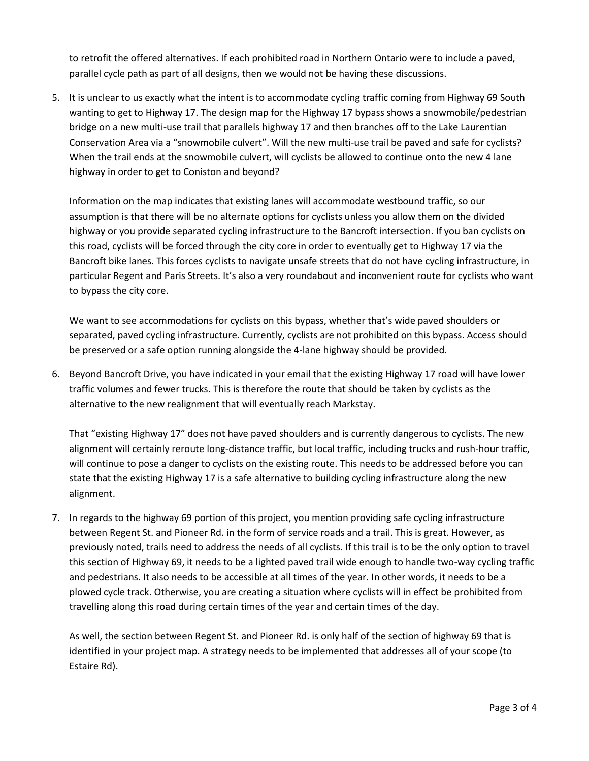to retrofit the offered alternatives. If each prohibited road in Northern Ontario were to include a paved, parallel cycle path as part of all designs, then we would not be having these discussions.

5. It is unclear to us exactly what the intent is to accommodate cycling traffic coming from Highway 69 South wanting to get to Highway 17. The design map for the Highway 17 bypass shows a snowmobile/pedestrian bridge on a new multi-use trail that parallels highway 17 and then branches off to the Lake Laurentian Conservation Area via a "snowmobile culvert". Will the new multi-use trail be paved and safe for cyclists? When the trail ends at the snowmobile culvert, will cyclists be allowed to continue onto the new 4 lane highway in order to get to Coniston and beyond?

   Information on the map indicates that existing lanes will accommodate westbound traffic, so our assumption is that there will be no alternate options for cyclists unless you allow them on the divided highway or you provide separated cycling infrastructure to the Bancroft intersection. If you ban cyclists on this road, cyclists will be forced through the city core in order to eventually get to Highway 17 via the Bancroft bike lanes. This forces cyclists to navigate unsafe streets that do not have cycling infrastructure, in particular Regent and Paris Streets. It's also a very roundabout and inconvenient route for cyclists who want to bypass the city core.

   We want to see accommodations for cyclists on this bypass, whether that's wide paved shoulders or separated, paved cycling infrastructure. Currently, cyclists are not prohibited on this bypass. Access should be preserved or a safe option running alongside the 4-lane highway should be provided.

6. Beyond Bancroft Drive, you have indicated in your email that the existing Highway 17 road will have lower traffic volumes and fewer trucks. This is therefore the route that should be taken by cyclists as the alternative to the new realignment that will eventually reach Markstay.

   That "existing Highway 17" does not have paved shoulders and is currently dangerous to cyclists. The new alignment will certainly reroute long-distance traffic, but local traffic, including trucks and rush-hour traffic, will continue to pose a danger to cyclists on the existing route. This needs to be addressed before you can state that the existing Highway 17 is a safe alternative to building cycling infrastructure along the new alignment.

7. In regards to the highway 69 portion of this project, you mention providing safe cycling infrastructure between Regent St. and Pioneer Rd. in the form of service roads and a trail. This is great. However, as previously noted, trails need to address the needs of all cyclists. If this trail is to be the only option to travel this section of Highway 69, it needs to be a lighted paved trail wide enough to handle two-way cycling traffic and pedestrians. It also needs to be accessible at all times of the year. In other words, it needs to be a plowed cycle track. Otherwise, you are creating a situation where cyclists will in effect be prohibited from travelling along this road during certain times of the year and certain times of the day.

   As well, the section between Regent St. and Pioneer Rd. is only half of the section of highway 69 that is identified in your project map. A strategy needs to be implemented that addresses all of your scope (to Estaire Rd).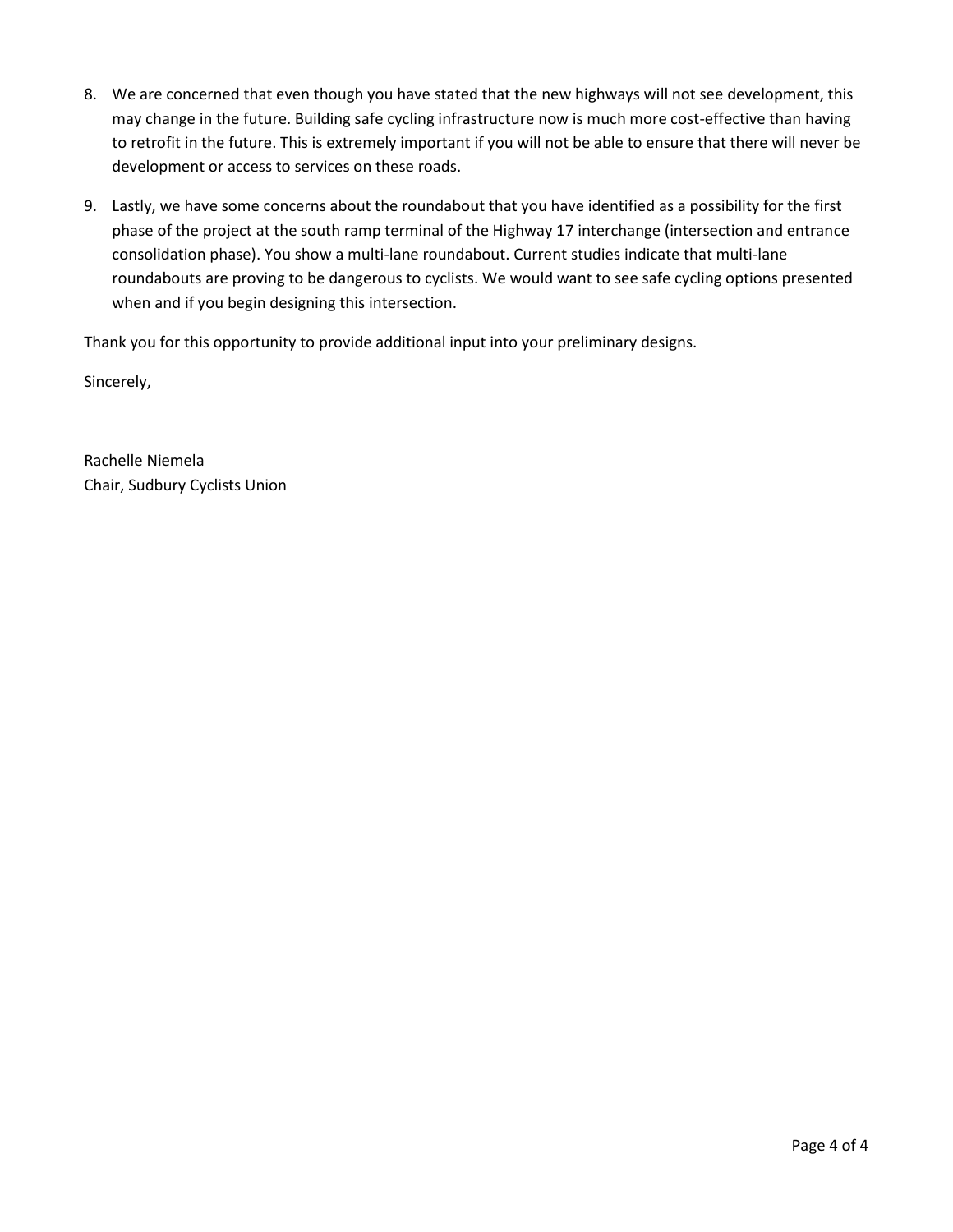8. We are concerned that even though you have stated that the new highways will not see development, this may change in the future. Building safe cycling infrastructure now is much more cost-effective than having to retrofit in the future. This is extremely important if you will not be able to ensure that there will never be development or access to services on these roads.

9. Lastly, we have some concerns about the roundabout that you have identified as a possibility for the first phase of the project at the south ramp terminal of the Highway 17 interchange (intersection and entrance consolidation phase). You show a multi-lane roundabout. Current studies indicate that multi-lane roundabouts are proving to be dangerous to cyclists. We would want to see safe cycling options presented when and if you begin designing this intersection.

Thank you for this opportunity to provide additional input into your preliminary designs.

Sincerely,

Rachelle Niemela
Chair, Sudbury Cyclists Union